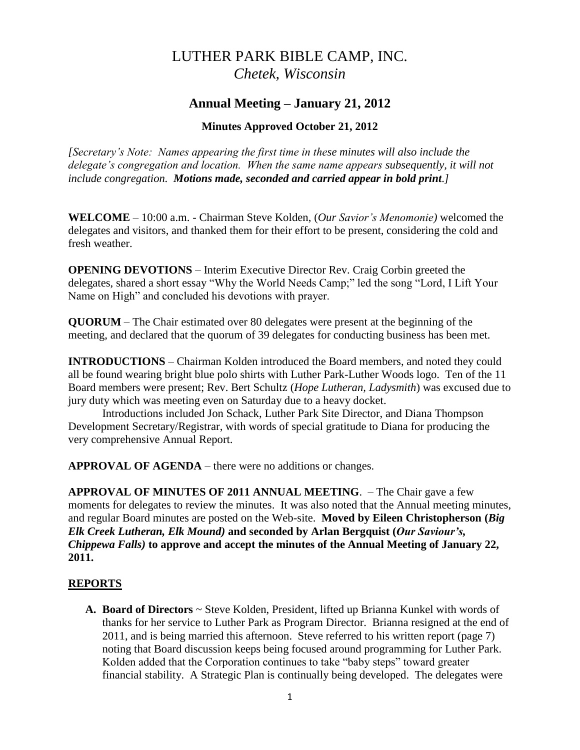# LUTHER PARK BIBLE CAMP, INC.
## *Chetek, Wisconsin*

## Annual Meeting – January 21, 2012

### Minutes Approved October 21, 2012

*[Secretary's Note: Names appearing the first time in these minutes will also include the delegate's congregation and location. When the same name appears subsequently, it will not include congregation.* ***Motions made, seconded and carried appear in bold print****.]*

**WELCOME** – 10:00 a.m. - Chairman Steve Kolden, (*Our Savior's Menomonie)* welcomed the delegates and visitors, and thanked them for their effort to be present, considering the cold and fresh weather.

**OPENING DEVOTIONS** – Interim Executive Director Rev. Craig Corbin greeted the delegates, shared a short essay "Why the World Needs Camp;" led the song "Lord, I Lift Your Name on High" and concluded his devotions with prayer.

**QUORUM** – The Chair estimated over 80 delegates were present at the beginning of the meeting, and declared that the quorum of 39 delegates for conducting business has been met.

**INTRODUCTIONS** – Chairman Kolden introduced the Board members, and noted they could all be found wearing bright blue polo shirts with Luther Park-Luther Woods logo. Ten of the 11 Board members were present; Rev. Bert Schultz (*Hope Lutheran, Ladysmith*) was excused due to jury duty which was meeting even on Saturday due to a heavy docket.

Introductions included Jon Schack, Luther Park Site Director, and Diana Thompson Development Secretary/Registrar, with words of special gratitude to Diana for producing the very comprehensive Annual Report.

**APPROVAL OF AGENDA** – there were no additions or changes.

**APPROVAL OF MINUTES OF 2011 ANNUAL MEETING**. – The Chair gave a few moments for delegates to review the minutes. It was also noted that the Annual meeting minutes, and regular Board minutes are posted on the Web-site. **Moved by Eileen Christopherson (*Big Elk Creek Lutheran, Elk Mound)* and seconded by Arlan Bergquist (*Our Saviour's, Chippewa Falls)* to approve and accept the minutes of the Annual Meeting of January 22, 2011.**

## REPORTS

**A. Board of Directors** ~ Steve Kolden, President, lifted up Brianna Kunkel with words of thanks for her service to Luther Park as Program Director. Brianna resigned at the end of 2011, and is being married this afternoon. Steve referred to his written report (page 7) noting that Board discussion keeps being focused around programming for Luther Park. Kolden added that the Corporation continues to take "baby steps" toward greater financial stability. A Strategic Plan is continually being developed. The delegates were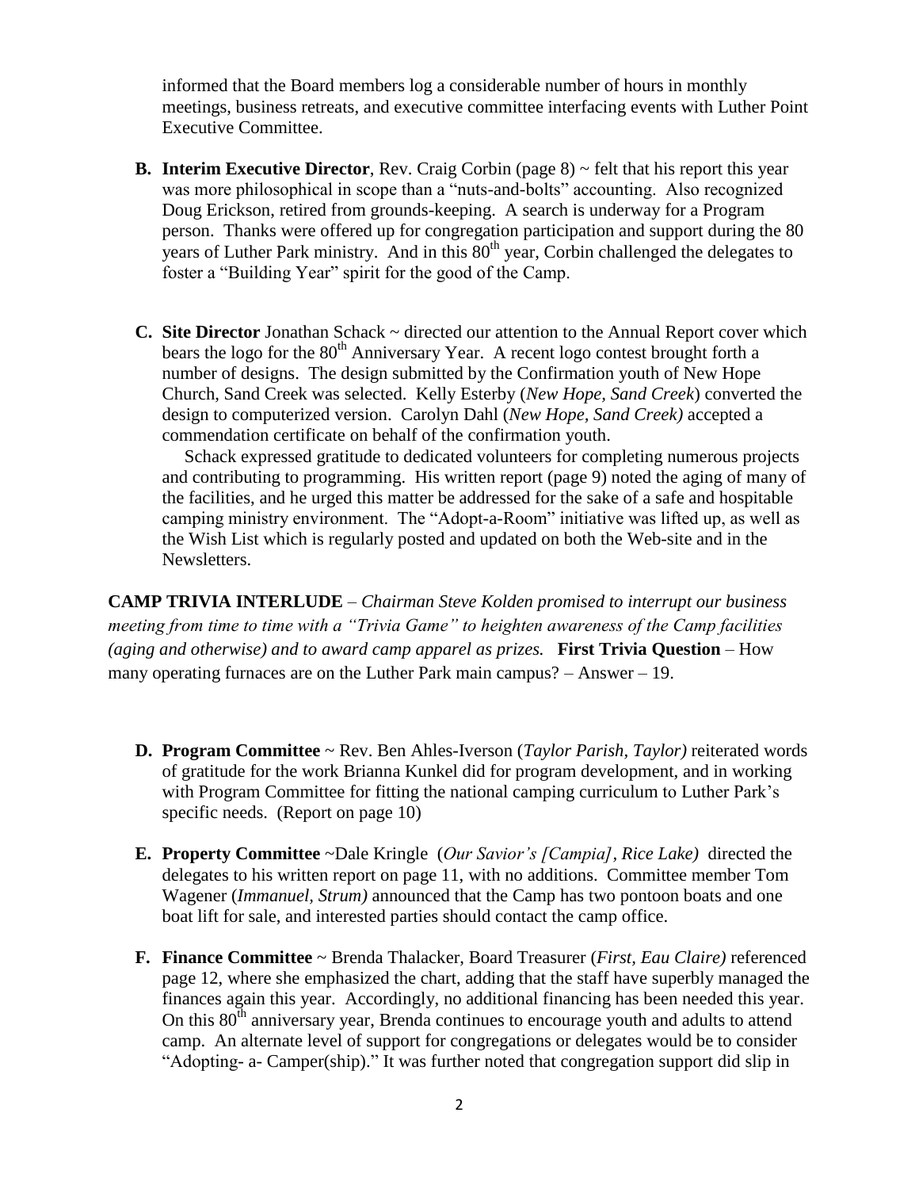informed that the Board members log a considerable number of hours in monthly meetings, business retreats, and executive committee interfacing events with Luther Point Executive Committee.

**B. Interim Executive Director**, Rev. Craig Corbin (page 8) ~ felt that his report this year was more philosophical in scope than a "nuts-and-bolts" accounting. Also recognized Doug Erickson, retired from grounds-keeping. A search is underway for a Program person. Thanks were offered up for congregation participation and support during the 80 years of Luther Park ministry. And in this 80th year, Corbin challenged the delegates to foster a "Building Year" spirit for the good of the Camp.

**C. Site Director** Jonathan Schack ~ directed our attention to the Annual Report cover which bears the logo for the 80th Anniversary Year. A recent logo contest brought forth a number of designs. The design submitted by the Confirmation youth of New Hope Church, Sand Creek was selected. Kelly Esterby (*New Hope, Sand Creek*) converted the design to computerized version. Carolyn Dahl (*New Hope, Sand Creek)* accepted a commendation certificate on behalf of the confirmation youth.

Schack expressed gratitude to dedicated volunteers for completing numerous projects and contributing to programming. His written report (page 9) noted the aging of many of the facilities, and he urged this matter be addressed for the sake of a safe and hospitable camping ministry environment. The "Adopt-a-Room" initiative was lifted up, as well as the Wish List which is regularly posted and updated on both the Web-site and in the Newsletters.

**CAMP TRIVIA INTERLUDE** – *Chairman Steve Kolden promised to interrupt our business meeting from time to time with a "Trivia Game" to heighten awareness of the Camp facilities (aging and otherwise) and to award camp apparel as prizes.* **First Trivia Question** – How many operating furnaces are on the Luther Park main campus? – Answer – 19.

**D. Program Committee** ~ Rev. Ben Ahles-Iverson (*Taylor Parish, Taylor)* reiterated words of gratitude for the work Brianna Kunkel did for program development, and in working with Program Committee for fitting the national camping curriculum to Luther Park's specific needs. (Report on page 10)

**E. Property Committee** ~Dale Kringle (*Our Savior's [Campia], Rice Lake)* directed the delegates to his written report on page 11, with no additions. Committee member Tom Wagener (*Immanuel, Strum)* announced that the Camp has two pontoon boats and one boat lift for sale, and interested parties should contact the camp office.

**F. Finance Committee** ~ Brenda Thalacker, Board Treasurer (*First, Eau Claire)* referenced page 12, where she emphasized the chart, adding that the staff have superbly managed the finances again this year. Accordingly, no additional financing has been needed this year. On this 80th anniversary year, Brenda continues to encourage youth and adults to attend camp. An alternate level of support for congregations or delegates would be to consider "Adopting- a- Camper(ship)." It was further noted that congregation support did slip in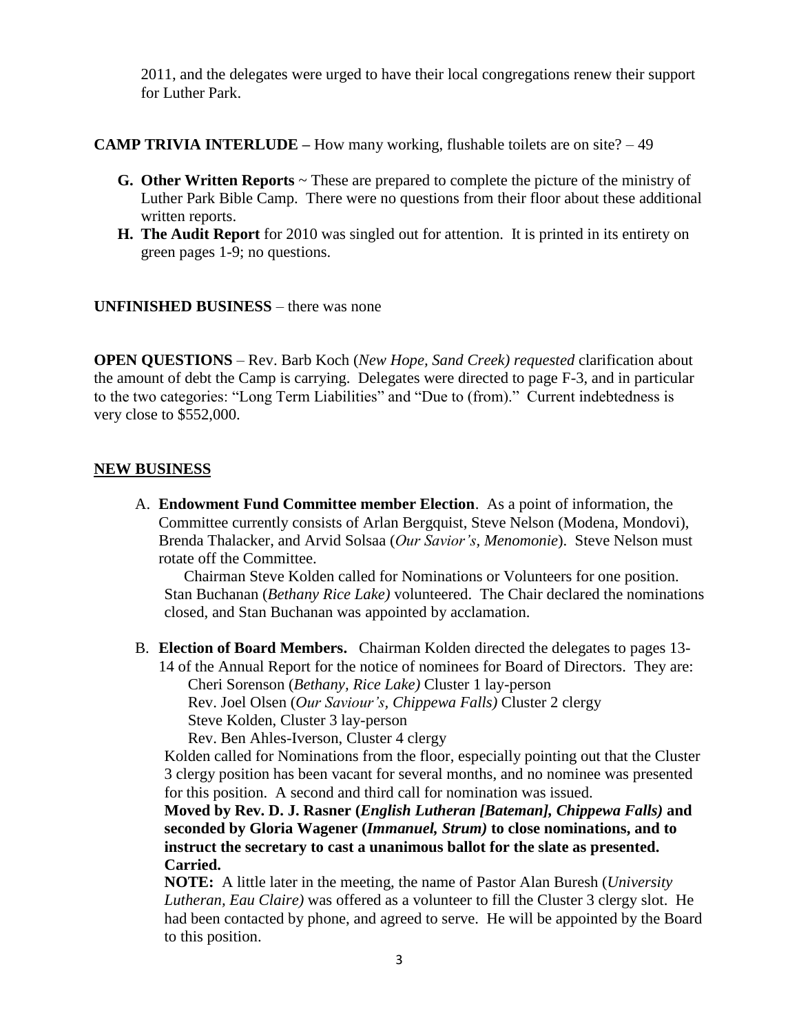2011, and the delegates were urged to have their local congregations renew their support for Luther Park.

**CAMP TRIVIA INTERLUDE –** How many working, flushable toilets are on site? – 49

- **G. Other Written Reports** ~ These are prepared to complete the picture of the ministry of Luther Park Bible Camp. There were no questions from their floor about these additional written reports.
- **H. The Audit Report** for 2010 was singled out for attention. It is printed in its entirety on green pages 1-9; no questions.

**UNFINISHED BUSINESS** – there was none

**OPEN QUESTIONS** – Rev. Barb Koch (*New Hope, Sand Creek) requested* clarification about the amount of debt the Camp is carrying. Delegates were directed to page F-3, and in particular to the two categories: "Long Term Liabilities" and "Due to (from)." Current indebtedness is very close to $552,000.

## NEW BUSINESS

A. **Endowment Fund Committee member Election**. As a point of information, the Committee currently consists of Arlan Bergquist, Steve Nelson (Modena, Mondovi), Brenda Thalacker, and Arvid Solsaa (*Our Savior's, Menomonie*). Steve Nelson must rotate off the Committee.

Chairman Steve Kolden called for Nominations or Volunteers for one position. Stan Buchanan (*Bethany Rice Lake)* volunteered. The Chair declared the nominations closed, and Stan Buchanan was appointed by acclamation.

B. **Election of Board Members.** Chairman Kolden directed the delegates to pages 13-14 of the Annual Report for the notice of nominees for Board of Directors. They are:

Cheri Sorenson (*Bethany, Rice Lake)* Cluster 1 lay-person
Rev. Joel Olsen (*Our Saviour's, Chippewa Falls)* Cluster 2 clergy
Steve Kolden, Cluster 3 lay-person
Rev. Ben Ahles-Iverson, Cluster 4 clergy

Kolden called for Nominations from the floor, especially pointing out that the Cluster 3 clergy position has been vacant for several months, and no nominee was presented for this position. A second and third call for nomination was issued.

**Moved by Rev. D. J. Rasner (*English Lutheran [Bateman], Chippewa Falls)* and seconded by Gloria Wagener (*Immanuel, Strum)* to close nominations, and to instruct the secretary to cast a unanimous ballot for the slate as presented. Carried.**

**NOTE:** A little later in the meeting, the name of Pastor Alan Buresh (*University Lutheran, Eau Claire)* was offered as a volunteer to fill the Cluster 3 clergy slot. He had been contacted by phone, and agreed to serve. He will be appointed by the Board to this position.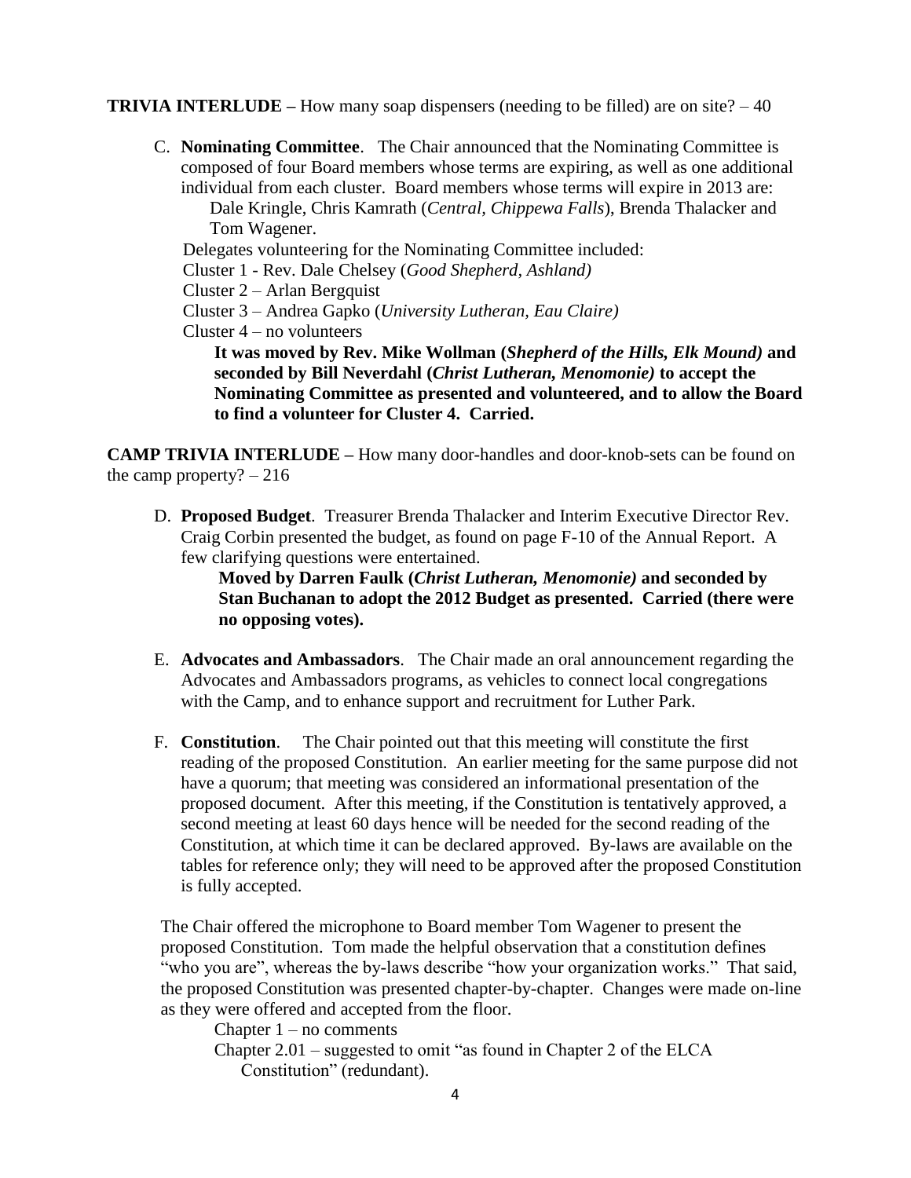**TRIVIA INTERLUDE –** How many soap dispensers (needing to be filled) are on site? – 40

C. **Nominating Committee**. The Chair announced that the Nominating Committee is composed of four Board members whose terms are expiring, as well as one additional individual from each cluster. Board members whose terms will expire in 2013 are:
   Dale Kringle, Chris Kamrath (*Central, Chippewa Falls*), Brenda Thalacker and Tom Wagener.

   Delegates volunteering for the Nominating Committee included:
   Cluster 1 - Rev. Dale Chelsey (*Good Shepherd, Ashland)*
   Cluster 2 – Arlan Bergquist
   Cluster 3 – Andrea Gapko (*University Lutheran, Eau Claire)*
   Cluster 4 – no volunteers

   **It was moved by Rev. Mike Wollman (*Shepherd of the Hills, Elk Mound)* and seconded by Bill Neverdahl (*Christ Lutheran, Menomonie)* to accept the Nominating Committee as presented and volunteered, and to allow the Board to find a volunteer for Cluster 4. Carried.**

**CAMP TRIVIA INTERLUDE –** How many door-handles and door-knob-sets can be found on the camp property? – 216

D. **Proposed Budget**. Treasurer Brenda Thalacker and Interim Executive Director Rev. Craig Corbin presented the budget, as found on page F-10 of the Annual Report. A few clarifying questions were entertained.

   **Moved by Darren Faulk (*Christ Lutheran, Menomonie)* and seconded by Stan Buchanan to adopt the 2012 Budget as presented. Carried (there were no opposing votes).**

E. **Advocates and Ambassadors**. The Chair made an oral announcement regarding the Advocates and Ambassadors programs, as vehicles to connect local congregations with the Camp, and to enhance support and recruitment for Luther Park.

F. **Constitution**. The Chair pointed out that this meeting will constitute the first reading of the proposed Constitution. An earlier meeting for the same purpose did not have a quorum; that meeting was considered an informational presentation of the proposed document. After this meeting, if the Constitution is tentatively approved, a second meeting at least 60 days hence will be needed for the second reading of the Constitution, at which time it can be declared approved. By-laws are available on the tables for reference only; they will need to be approved after the proposed Constitution is fully accepted.

The Chair offered the microphone to Board member Tom Wagener to present the proposed Constitution. Tom made the helpful observation that a constitution defines "who you are", whereas the by-laws describe "how your organization works." That said, the proposed Constitution was presented chapter-by-chapter. Changes were made on-line as they were offered and accepted from the floor.

Chapter 1 – no comments
Chapter 2.01 – suggested to omit "as found in Chapter 2 of the ELCA Constitution" (redundant).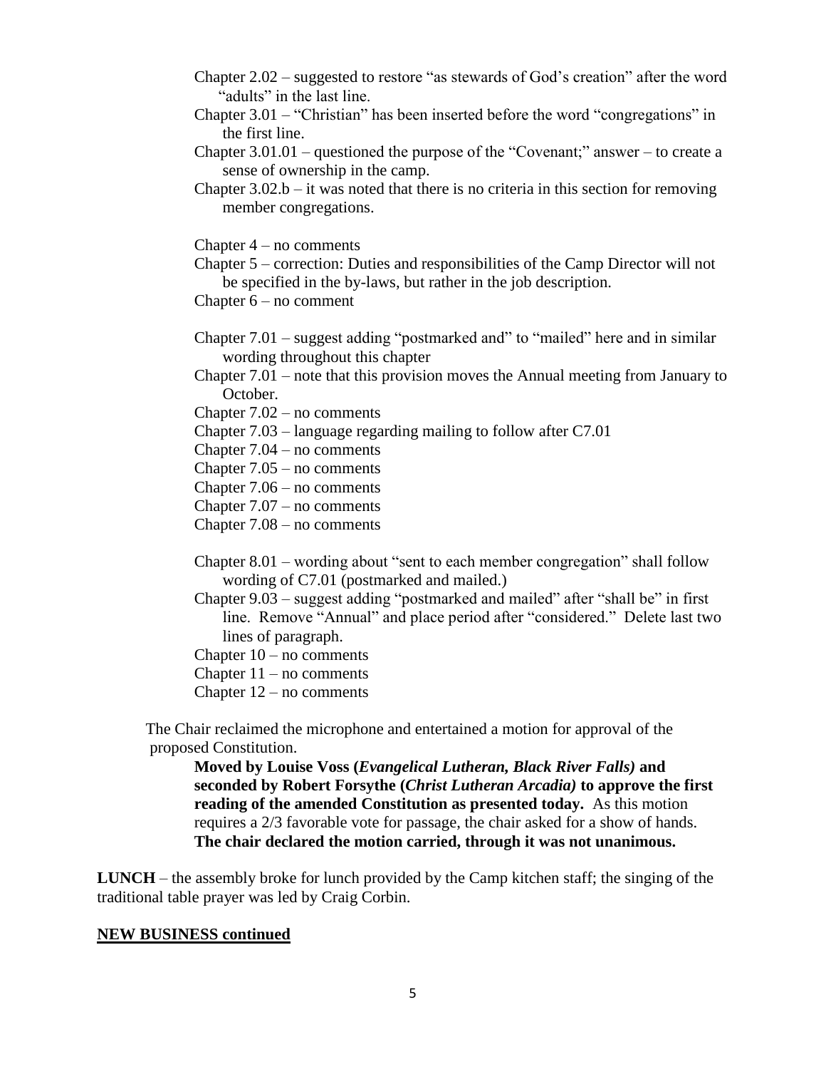Chapter 2.02 – suggested to restore "as stewards of God's creation" after the word "adults" in the last line.

Chapter 3.01 – "Christian" has been inserted before the word "congregations" in the first line.

Chapter 3.01.01 – questioned the purpose of the "Covenant;" answer – to create a sense of ownership in the camp.

Chapter 3.02.b – it was noted that there is no criteria in this section for removing member congregations.

Chapter 4 – no comments

Chapter 5 – correction: Duties and responsibilities of the Camp Director will not be specified in the by-laws, but rather in the job description.

Chapter 6 – no comment

Chapter 7.01 – suggest adding "postmarked and" to "mailed" here and in similar wording throughout this chapter

Chapter 7.01 – note that this provision moves the Annual meeting from January to October.

Chapter 7.02 – no comments

Chapter 7.03 – language regarding mailing to follow after C7.01

Chapter 7.04 – no comments

Chapter 7.05 – no comments

Chapter 7.06 – no comments

Chapter 7.07 – no comments

Chapter 7.08 – no comments

Chapter 8.01 – wording about "sent to each member congregation" shall follow wording of C7.01 (postmarked and mailed.)

Chapter 9.03 – suggest adding "postmarked and mailed" after "shall be" in first line. Remove "Annual" and place period after "considered." Delete last two lines of paragraph.

Chapter 10 – no comments

Chapter 11 – no comments

Chapter 12 – no comments

The Chair reclaimed the microphone and entertained a motion for approval of the proposed Constitution.

> **Moved by Louise Voss (*Evangelical Lutheran, Black River Falls)* and seconded by Robert Forsythe (*Christ Lutheran Arcadia)* to approve the first reading of the amended Constitution as presented today.** As this motion requires a 2/3 favorable vote for passage, the chair asked for a show of hands. **The chair declared the motion carried, through it was not unanimous.**

**LUNCH** – the assembly broke for lunch provided by the Camp kitchen staff; the singing of the traditional table prayer was led by Craig Corbin.

## NEW BUSINESS continued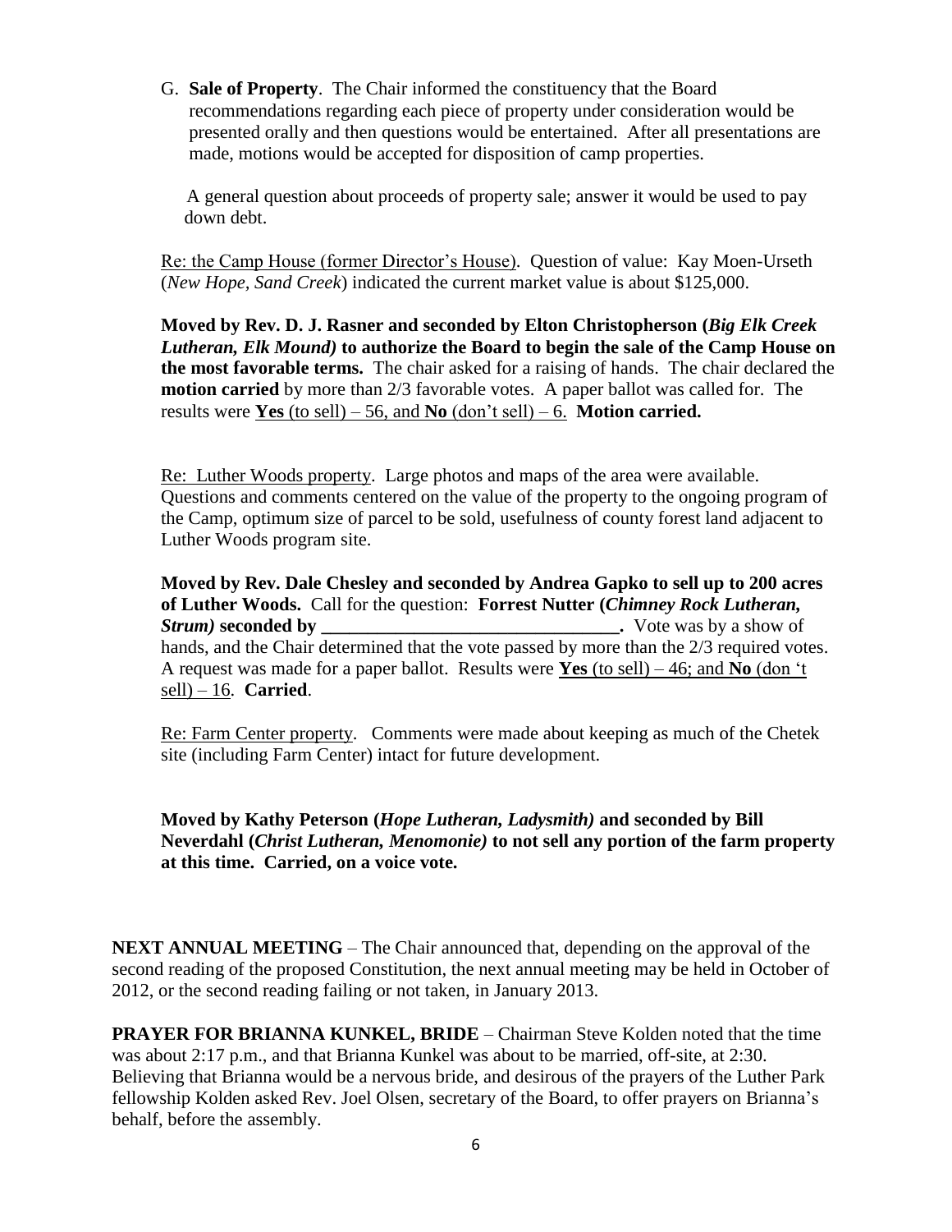G. **Sale of Property**. The Chair informed the constituency that the Board recommendations regarding each piece of property under consideration would be presented orally and then questions would be entertained. After all presentations are made, motions would be accepted for disposition of camp properties.

A general question about proceeds of property sale; answer it would be used to pay down debt.

Re: the Camp House (former Director's House). Question of value: Kay Moen-Urseth (*New Hope, Sand Creek*) indicated the current market value is about $125,000.

**Moved by Rev. D. J. Rasner and seconded by Elton Christopherson (*Big Elk Creek Lutheran, Elk Mound)* to authorize the Board to begin the sale of the Camp House on the most favorable terms.** The chair asked for a raising of hands. The chair declared the **motion carried** by more than 2/3 favorable votes. A paper ballot was called for. The results were **Yes** (to sell) – 56, and **No** (don't sell) – 6. **Motion carried.**

Re: Luther Woods property. Large photos and maps of the area were available. Questions and comments centered on the value of the property to the ongoing program of the Camp, optimum size of parcel to be sold, usefulness of county forest land adjacent to Luther Woods program site.

**Moved by Rev. Dale Chesley and seconded by Andrea Gapko to sell up to 200 acres of Luther Woods.** Call for the question: **Forrest Nutter (*Chimney Rock Lutheran, Strum)* seconded by ________________________________.** Vote was by a show of hands, and the Chair determined that the vote passed by more than the 2/3 required votes. A request was made for a paper ballot. Results were **Yes** (to sell) – 46; and **No** (don 't sell) – 16. **Carried**.

Re: Farm Center property. Comments were made about keeping as much of the Chetek site (including Farm Center) intact for future development.

**Moved by Kathy Peterson (*Hope Lutheran, Ladysmith)* and seconded by Bill Neverdahl (*Christ Lutheran, Menomonie)* to not sell any portion of the farm property at this time. Carried, on a voice vote.**

**NEXT ANNUAL MEETING** – The Chair announced that, depending on the approval of the second reading of the proposed Constitution, the next annual meeting may be held in October of 2012, or the second reading failing or not taken, in January 2013.

**PRAYER FOR BRIANNA KUNKEL, BRIDE** – Chairman Steve Kolden noted that the time was about 2:17 p.m., and that Brianna Kunkel was about to be married, off-site, at 2:30. Believing that Brianna would be a nervous bride, and desirous of the prayers of the Luther Park fellowship Kolden asked Rev. Joel Olsen, secretary of the Board, to offer prayers on Brianna's behalf, before the assembly.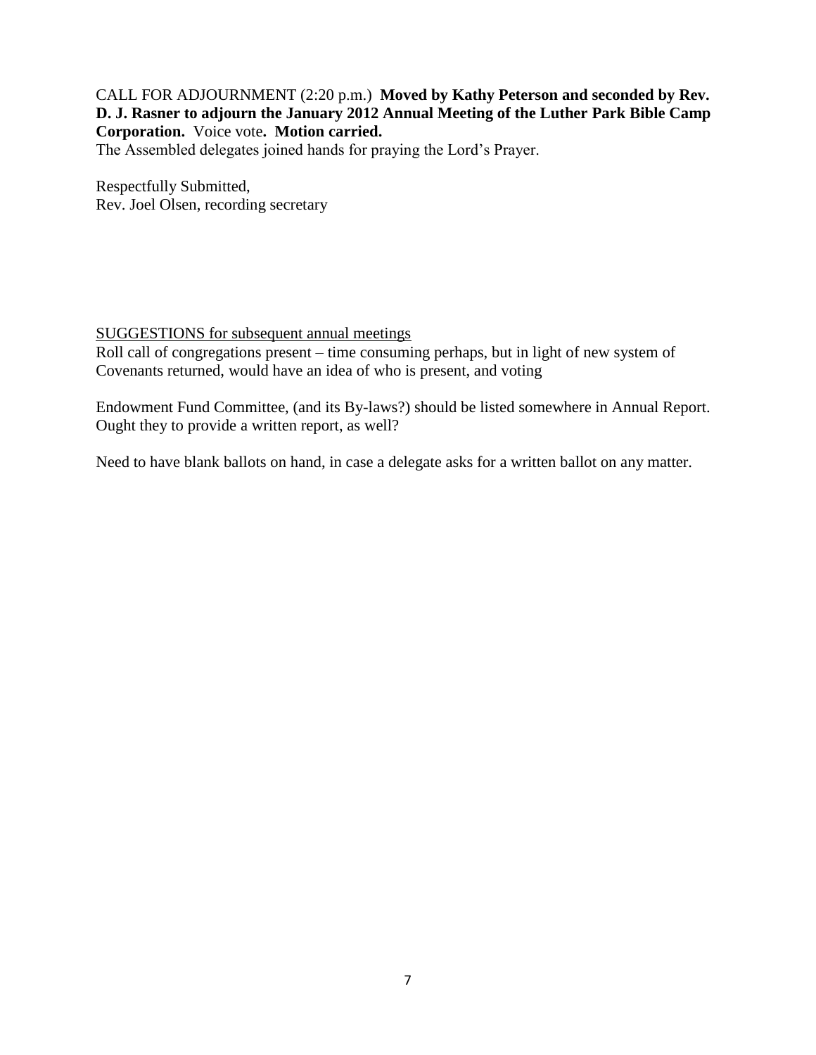CALL FOR ADJOURNMENT (2:20 p.m.) **Moved by Kathy Peterson and seconded by Rev. D. J. Rasner to adjourn the January 2012 Annual Meeting of the Luther Park Bible Camp Corporation.** Voice vote**. Motion carried.**
The Assembled delegates joined hands for praying the Lord's Prayer.

Respectfully Submitted,
Rev. Joel Olsen, recording secretary

<u>SUGGESTIONS for subsequent annual meetings</u>
Roll call of congregations present – time consuming perhaps, but in light of new system of Covenants returned, would have an idea of who is present, and voting

Endowment Fund Committee, (and its By-laws?) should be listed somewhere in Annual Report. Ought they to provide a written report, as well?

Need to have blank ballots on hand, in case a delegate asks for a written ballot on any matter.